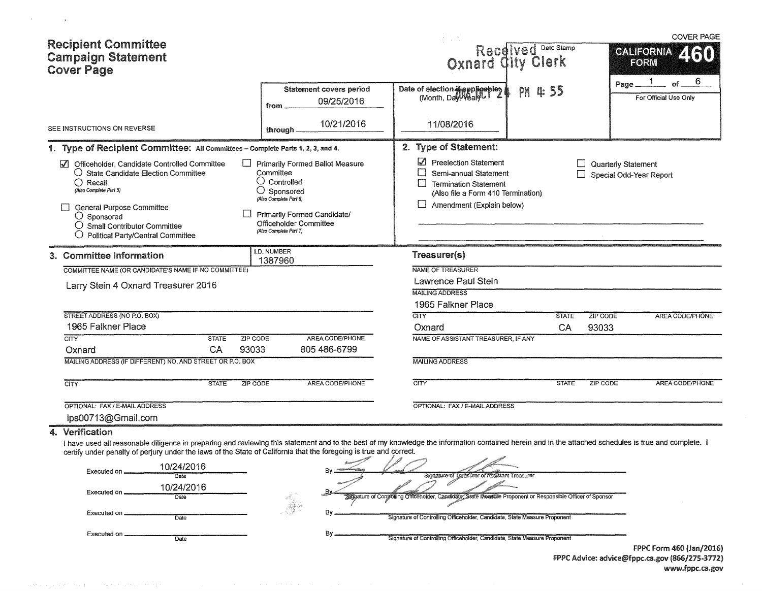# Recipient Committee Campaign Statement Cover Page

SEE INSTRUCTIONS ON REVERSE

COVER PAGE

**CALIFORNIA FORM 460**

Page 1 of 6

For Official Use Only

Received Oxnard City Clerk — Date Stamp: 2016 OCT 24 PM 4:55

| Statement covers period | Date of election if applicable (Month, Day, Year) |
|---|---|
| from 09/25/2016 through 10/21/2016 | 11/08/2016 |

## 1. Type of Recipient Committee: All Committees – Complete Parts 1, 2, 3, and 4.

- ☑ Officeholder, Candidate Controlled Committee
  - ○ State Candidate Election Committee
  - ○ Recall (Also Complete Part 5)
- ☐ General Purpose Committee
  - ○ Sponsored
  - ○ Small Contributor Committee
  - ○ Political Party/Central Committee
- ☐ Primarily Formed Ballot Measure Committee
  - ○ Controlled
  - ○ Sponsored (Also Complete Part 6)
- ☐ Primarily Formed Candidate/ Officeholder Committee (Also Complete Part 7)

## 2. Type of Statement:

- ☑ Preelection Statement
- ☐ Semi-annual Statement
- ☐ Termination Statement (Also file a Form 410 Termination)
- ☐ Amendment (Explain below)
- ☐ Quarterly Statement
- ☐ Special Odd-Year Report

## 3. Committee Information

I.D. NUMBER: 1387960

COMMITTEE NAME (OR CANDIDATE'S NAME IF NO COMMITTEE): Larry Stein 4 Oxnard Treasurer 2016

STREET ADDRESS (NO P.O. BOX): 1965 Falkner Place

| CITY | STATE | ZIP CODE | AREA CODE/PHONE |
|---|---|---|---|
| Oxnard | CA | 93033 | 805 486-6799 |

MAILING ADDRESS (IF DIFFERENT) NO. AND STREET OR P.O. BOX:

| CITY | STATE | ZIP CODE | AREA CODE/PHONE |
|---|---|---|---|
| | | | |

OPTIONAL: FAX / E-MAIL ADDRESS: lps00713@Gmail.com

### Treasurer(s)

NAME OF TREASURER: Lawrence Paul Stein

MAILING ADDRESS: 1965 Falkner Place

| CITY | STATE | ZIP CODE | AREA CODE/PHONE |
|---|---|---|---|
| Oxnard | CA | 93033 | |

NAME OF ASSISTANT TREASURER, IF ANY:

MAILING ADDRESS:

| CITY | STATE | ZIP CODE | AREA CODE/PHONE |
|---|---|---|---|
| | | | |

OPTIONAL: FAX / E-MAIL ADDRESS:

## 4. Verification

I have used all reasonable diligence in preparing and reviewing this statement and to the best of my knowledge the information contained herein and in the attached schedules is true and complete. I certify under penalty of perjury under the laws of the State of California that the foregoing is true and correct.

Executed on 10/24/2016 (Date) By [signature] — Signature of Treasurer or Assistant Treasurer

Executed on 10/24/2016 (Date) By [signature] — Signature of Controlling Officeholder, Candidate, State Measure Proponent or Responsible Officer of Sponsor

Executed on ________ (Date) By ________ — Signature of Controlling Officeholder, Candidate, State Measure Proponent

Executed on ________ (Date) By ________ — Signature of Controlling Officeholder, Candidate, State Measure Proponent

FPPC Form 460 (Jan/2016)
FPPC Advice: advice@fppc.ca.gov (866/275-3772)
www.fppc.ca.gov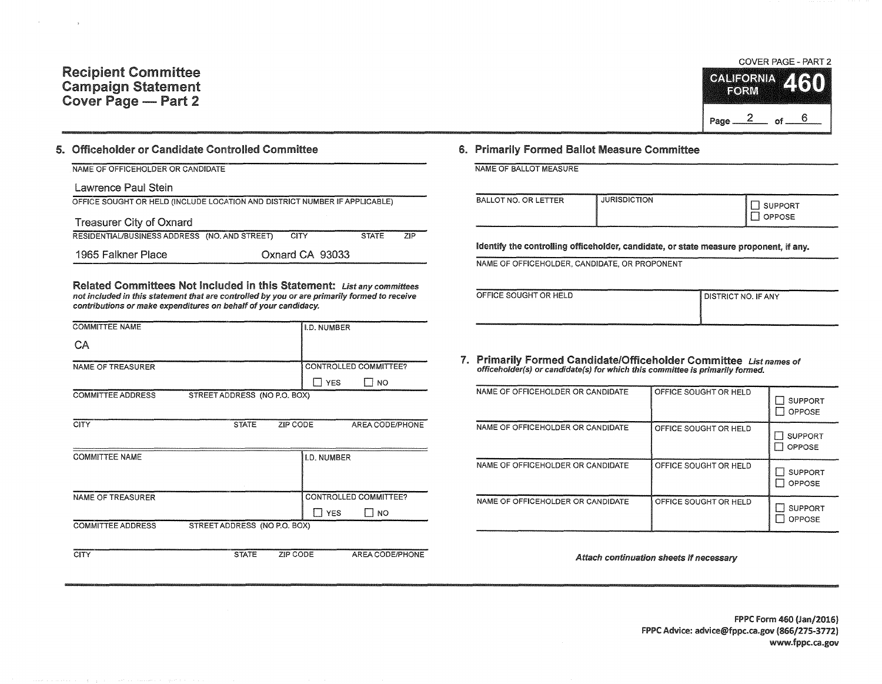# Recipient Committee Campaign Statement Cover Page — Part 2

COVER PAGE - PART 2

**CALIFORNIA FORM 460**

Page 2 of 6

## 5. Officeholder or Candidate Controlled Committee

NAME OF OFFICEHOLDER OR CANDIDATE

Lawrence Paul Stein

OFFICE SOUGHT OR HELD (INCLUDE LOCATION AND DISTRICT NUMBER IF APPLICABLE)

Treasurer City of Oxnard

| RESIDENTIAL/BUSINESS ADDRESS (NO. AND STREET) | CITY | STATE | ZIP |
|---|---|---|---|
| 1965 Falkner Place | Oxnard | CA | 93033 |

### Related Committees Not Included in this Statement:

*List any committees not included in this statement that are controlled by you or are primarily formed to receive contributions or make expenditures on behalf of your candidacy.*

| COMMITTEE NAME | | | I.D. NUMBER |
|---|---|---|---|
| CA | | | |
| **NAME OF TREASURER** | | | **CONTROLLED COMMITTEE?** ☐ YES ☐ NO |
| **COMMITTEE ADDRESS** STREET ADDRESS (NO P.O. BOX) | | | |
| **CITY** | **STATE** | **ZIP CODE** | **AREA CODE/PHONE** |

| COMMITTEE NAME | | | I.D. NUMBER |
|---|---|---|---|
| | | | |
| **NAME OF TREASURER** | | | **CONTROLLED COMMITTEE?** ☐ YES ☐ NO |
| **COMMITTEE ADDRESS** STREET ADDRESS (NO P.O. BOX) | | | |
| **CITY** | **STATE** | **ZIP CODE** | **AREA CODE/PHONE** |

## 6. Primarily Formed Ballot Measure Committee

NAME OF BALLOT MEASURE

| BALLOT NO. OR LETTER | JURISDICTION | ☐ SUPPORT ☐ OPPOSE |
|---|---|---|
| | | |

**Identify the controlling officeholder, candidate, or state measure proponent, if any.**

NAME OF OFFICEHOLDER, CANDIDATE, OR PROPONENT

| OFFICE SOUGHT OR HELD | DISTRICT NO. IF ANY |
|---|---|
| | |

## 7. Primarily Formed Candidate/Officeholder Committee

*List names of officeholder(s) or candidate(s) for which this committee is primarily formed.*

| NAME OF OFFICEHOLDER OR CANDIDATE | OFFICE SOUGHT OR HELD | |
|---|---|---|
| | | ☐ SUPPORT ☐ OPPOSE |
| | | ☐ SUPPORT ☐ OPPOSE |
| | | ☐ SUPPORT ☐ OPPOSE |
| | | ☐ SUPPORT ☐ OPPOSE |

*Attach continuation sheets if necessary*

FPPC Form 460 (Jan/2016)
FPPC Advice: advice@fppc.ca.gov (866/275-3772)
www.fppc.ca.gov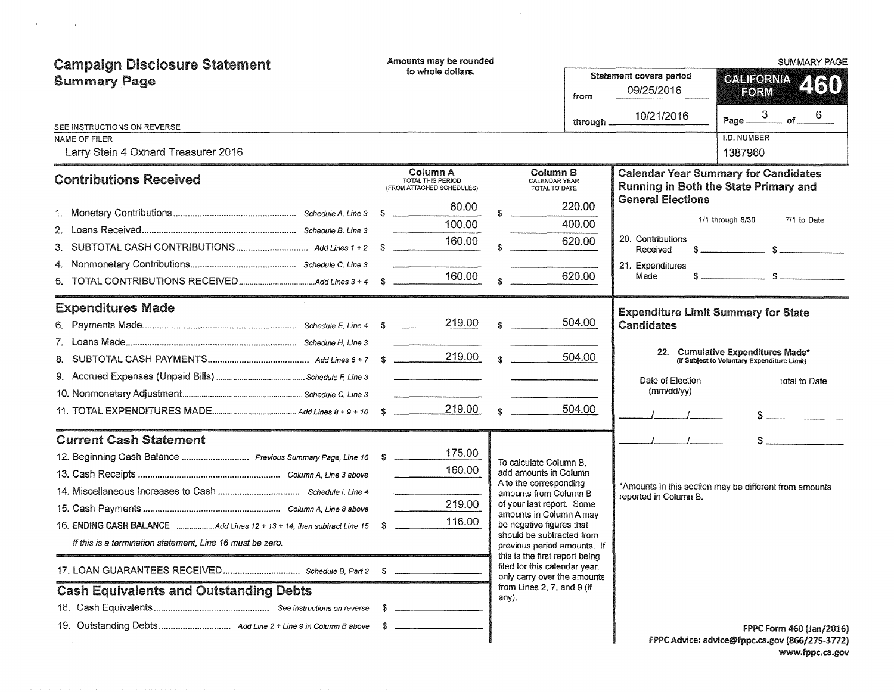# Campaign Disclosure Statement
## Summary Page

Amounts may be rounded to whole dollars.

SUMMARY PAGE

**CALIFORNIA FORM 460**

Statement covers period from 09/25/2016 through 10/21/2016

Page 3 of 6

SEE INSTRUCTIONS ON REVERSE

NAME OF FILER: Larry Stein 4 Oxnard Treasurer 2016

I.D. NUMBER: 1387960

### Contributions Received

| | | Column A TOTAL THIS PERIOD (FROM ATTACHED SCHEDULES) | Column B CALENDAR YEAR TOTAL TO DATE |
|---|---|---|---|
| 1. Monetary Contributions | Schedule A, Line 3 | $ 60.00 | $ 220.00 |
| 2. Loans Received | Schedule B, Line 3 | 100.00 | 400.00 |
| 3. SUBTOTAL CASH CONTRIBUTIONS | Add Lines 1 + 2 | $ 160.00 | $ 620.00 |
| 4. Nonmonetary Contributions | Schedule C, Line 3 | | |
| 5. TOTAL CONTRIBUTIONS RECEIVED | Add Lines 3 + 4 | $ 160.00 | $ 620.00 |

### Expenditures Made

| | | Column A | Column B |
|---|---|---|---|
| 6. Payments Made | Schedule E, Line 4 | $ 219.00 | $ 504.00 |
| 7. Loans Made | Schedule H, Line 3 | | |
| 8. SUBTOTAL CASH PAYMENTS | Add Lines 6 + 7 | $ 219.00 | $ 504.00 |
| 9. Accrued Expenses (Unpaid Bills) | Schedule F, Line 3 | | |
| 10. Nonmonetary Adjustment | Schedule C, Line 3 | | |
| 11. TOTAL EXPENDITURES MADE | Add Lines 8 + 9 + 10 | $ 219.00 | $ 504.00 |

### Current Cash Statement

| | | |
|---|---|---|
| 12. Beginning Cash Balance | Previous Summary Page, Line 16 | $ 175.00 |
| 13. Cash Receipts | Column A, Line 3 above | 160.00 |
| 14. Miscellaneous Increases to Cash | Schedule I, Line 4 | |
| 15. Cash Payments | Column A, Line 8 above | 219.00 |
| 16. ENDING CASH BALANCE | Add Lines 12 + 13 + 14, then subtract Line 15 | $ 116.00 |

*If this is a termination statement, Line 16 must be zero.*

| | | |
|---|---|---|
| 17. LOAN GUARANTEES RECEIVED | Schedule B, Part 2 | $ |

### Cash Equivalents and Outstanding Debts

| | | |
|---|---|---|
| 18. Cash Equivalents | See instructions on reverse | $ |
| 19. Outstanding Debts | Add Line 2 + Line 9 in Column B above | $ |

To calculate Column B, add amounts in Column A to the corresponding amounts from Column B of your last report. Some amounts in Column A may be negative figures that should be subtracted from previous period amounts. If this is the first report being filed for this calendar year, only carry over the amounts from Lines 2, 7, and 9 (if any).

### Calendar Year Summary for Candidates Running in Both the State Primary and General Elections

| | 1/1 through 6/30 | 7/1 to Date |
|---|---|---|
| 20. Contributions Received | $ | $ |
| 21. Expenditures Made | $ | $ |

### Expenditure Limit Summary for State Candidates

22. Cumulative Expenditures Made* (If Subject to Voluntary Expenditure Limit)

| Date of Election (mm/dd/yy) | Total to Date |
|---|---|
| / / | $ |
| / / | $ |

*Amounts in this section may be different from amounts reported in Column B.

FPPC Form 460 (Jan/2016)
FPPC Advice: advice@fppc.ca.gov (866/275-3772)
www.fppc.ca.gov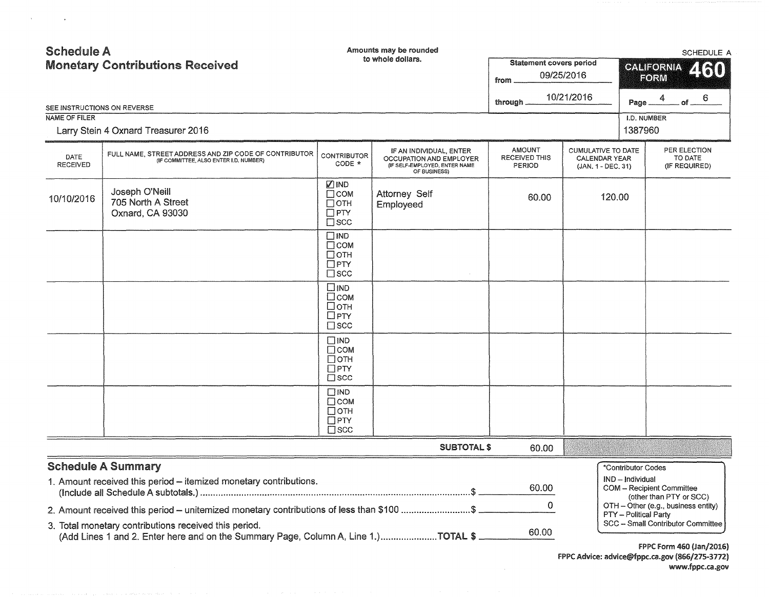# Schedule A
## Monetary Contributions Received

Amounts may be rounded to whole dollars.

SCHEDULE A

CALIFORNIA FORM 460

Statement covers period from 09/25/2016 through 10/21/2016

SEE INSTRUCTIONS ON REVERSE

NAME OF FILER: Larry Stein 4 Oxnard Treasurer 2016

I.D. NUMBER: 1387960

| DATE RECEIVED | FULL NAME, STREET ADDRESS AND ZIP CODE OF CONTRIBUTOR (IF COMMITTEE, ALSO ENTER I.D. NUMBER) | CONTRIBUTOR CODE * | IF AN INDIVIDUAL, ENTER OCCUPATION AND EMPLOYER (IF SELF-EMPLOYED, ENTER NAME OF BUSINESS) | AMOUNT RECEIVED THIS PERIOD | CUMULATIVE TO DATE CALENDAR YEAR (JAN. 1 - DEC. 31) | PER ELECTION TO DATE (IF REQUIRED) |
|---|---|---|---|---|---|---|
| 10/10/2016 | Joseph O'Neill<br>705 North A Street<br>Oxnard, CA 93030 | ☑ IND ☐ COM ☐ OTH ☐ PTY ☐ SCC | Attorney Self Employeed | 60.00 | 120.00 | |
| | | ☐ IND ☐ COM ☐ OTH ☐ PTY ☐ SCC | | | | |
| | | ☐ IND ☐ COM ☐ OTH ☐ PTY ☐ SCC | | | | |
| | | ☐ IND ☐ COM ☐ OTH ☐ PTY ☐ SCC | | | | |
| | | ☐ IND ☐ COM ☐ OTH ☐ PTY ☐ SCC | | | | |
| | | | **SUBTOTAL $** | 60.00 | | |

## Schedule A Summary

1. Amount received this period – itemized monetary contributions. (Include all Schedule A subtotals.) ........ $ 60.00
2. Amount received this period – unitemized monetary contributions of less than $100 ........ $ 0
3. Total monetary contributions received this period. (Add Lines 1 and 2. Enter here and on the Summary Page, Column A, Line 1.) ........ **TOTAL $** 60.00

*Contributor Codes
- IND – Individual
- COM – Recipient Committee (other than PTY or SCC)
- OTH – Other (e.g., business entity)
- PTY – Political Party
- SCC – Small Contributor Committee

FPPC Form 460 (Jan/2016)
FPPC Advice: advice@fppc.ca.gov (866/275-3772)
www.fppc.ca.gov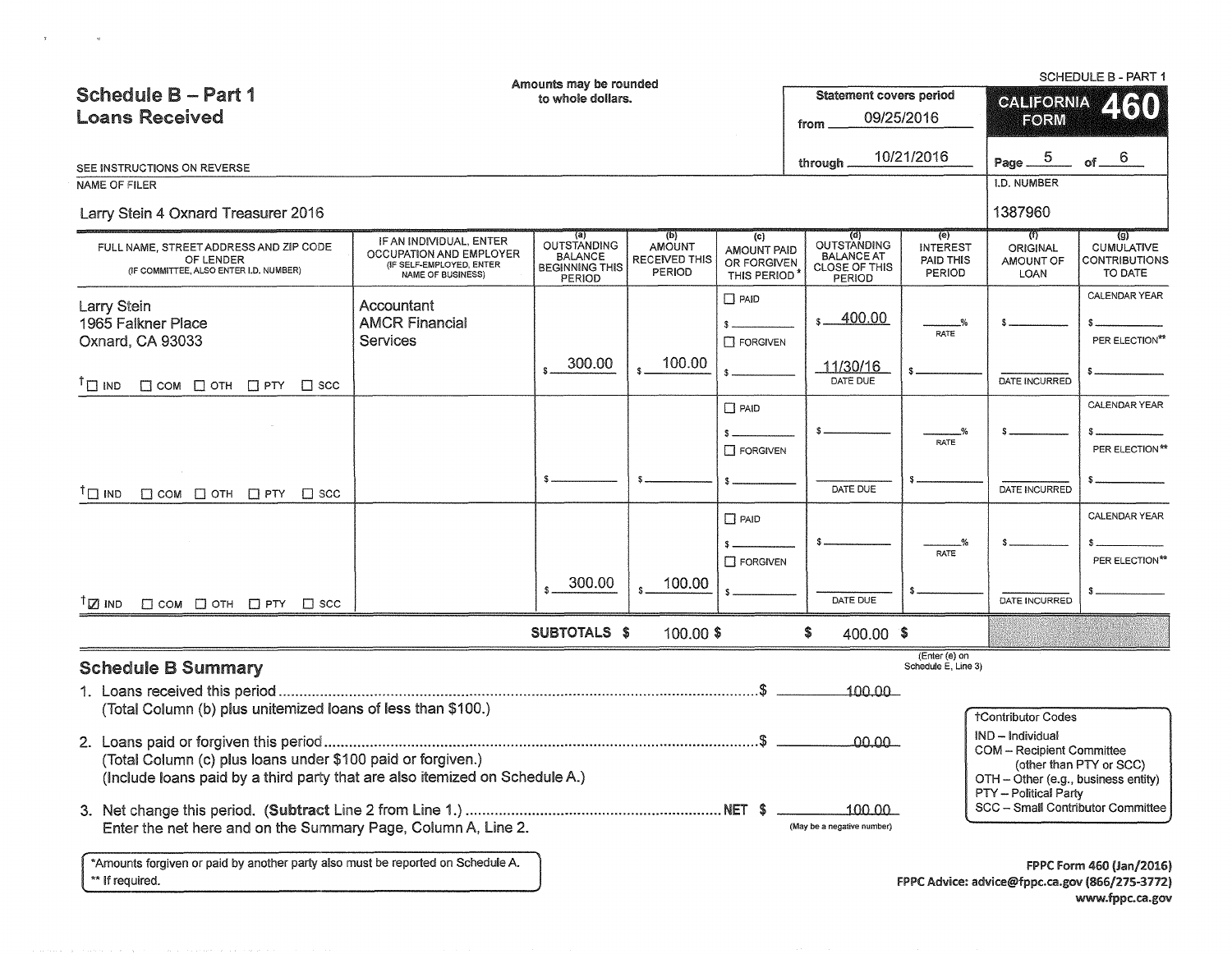# Schedule B – Part 1
## Loans Received

Amounts may be rounded to whole dollars.

SCHEDULE B - PART 1

**CALIFORNIA FORM 460**

Statement covers period from 09/25/2016 through 10/21/2016

SEE INSTRUCTIONS ON REVERSE

NAME OF FILER: Larry Stein 4 Oxnard Treasurer 2016

I.D. NUMBER: 1387960

| FULL NAME, STREET ADDRESS AND ZIP CODE OF LENDER (IF COMMITTEE, ALSO ENTER I.D. NUMBER) | IF AN INDIVIDUAL, ENTER OCCUPATION AND EMPLOYER (IF SELF-EMPLOYED, ENTER NAME OF BUSINESS) | (a) OUTSTANDING BALANCE BEGINNING THIS PERIOD | (b) AMOUNT RECEIVED THIS PERIOD | (c) AMOUNT PAID OR FORGIVEN THIS PERIOD* | (d) OUTSTANDING BALANCE AT CLOSE OF THIS PERIOD | (e) INTEREST PAID THIS PERIOD | (f) ORIGINAL AMOUNT OF LOAN | (g) CUMULATIVE CONTRIBUTIONS TO DATE |
|---|---|---|---|---|---|---|---|---|
| Larry Stein<br>1965 Falkner Place<br>Oxnard, CA 93033<br>†☐ IND ☐ COM ☐ OTH ☐ PTY ☐ SCC | Accountant<br>AMCR Financial Services | $ 300.00 | $ 100.00 | ☐ PAID $ ☐ FORGIVEN $ | $ 400.00<br>11/30/16 DATE DUE | ___% RATE $ | $<br>DATE INCURRED | CALENDAR YEAR $<br>PER ELECTION** $ |
| †☐ IND ☐ COM ☐ OTH ☐ PTY ☐ SCC | | $ | $ | ☐ PAID $ ☐ FORGIVEN $ | $<br>DATE DUE | ___% RATE $ | $<br>DATE INCURRED | CALENDAR YEAR $<br>PER ELECTION** $ |
| †☑ IND ☐ COM ☐ OTH ☐ PTY ☐ SCC | | $ 300.00 | $ 100.00 | ☐ PAID $ ☐ FORGIVEN $ | $<br>DATE DUE | ___% RATE $ | $<br>DATE INCURRED | CALENDAR YEAR $<br>PER ELECTION** $ |
| | SUBTOTALS | $ | 100.00 $ | | $ 400.00 | $ | | |

(Enter (e) on Schedule E, Line 3)

## Schedule B Summary

1. Loans received this period .......... $ 100.00
   (Total Column (b) plus unitemized loans of less than $100.)
2. Loans paid or forgiven this period .......... $ 00.00
   (Total Column (c) plus loans under $100 paid or forgiven.)
   (Include loans paid by a third party that are also itemized on Schedule A.)
3. Net change this period. (**Subtract** Line 2 from Line 1.) .......... NET $ 100.00
   Enter the net here and on the Summary Page, Column A, Line 2. (May be a negative number)

†Contributor Codes
- IND – Individual
- COM – Recipient Committee (other than PTY or SCC)
- OTH – Other (e.g., business entity)
- PTY – Political Party
- SCC – Small Contributor Committee

*Amounts forgiven or paid by another party also must be reported on Schedule A.
** If required.

FPPC Form 460 (Jan/2016)
FPPC Advice: advice@fppc.ca.gov (866/275-3772)
www.fppc.ca.gov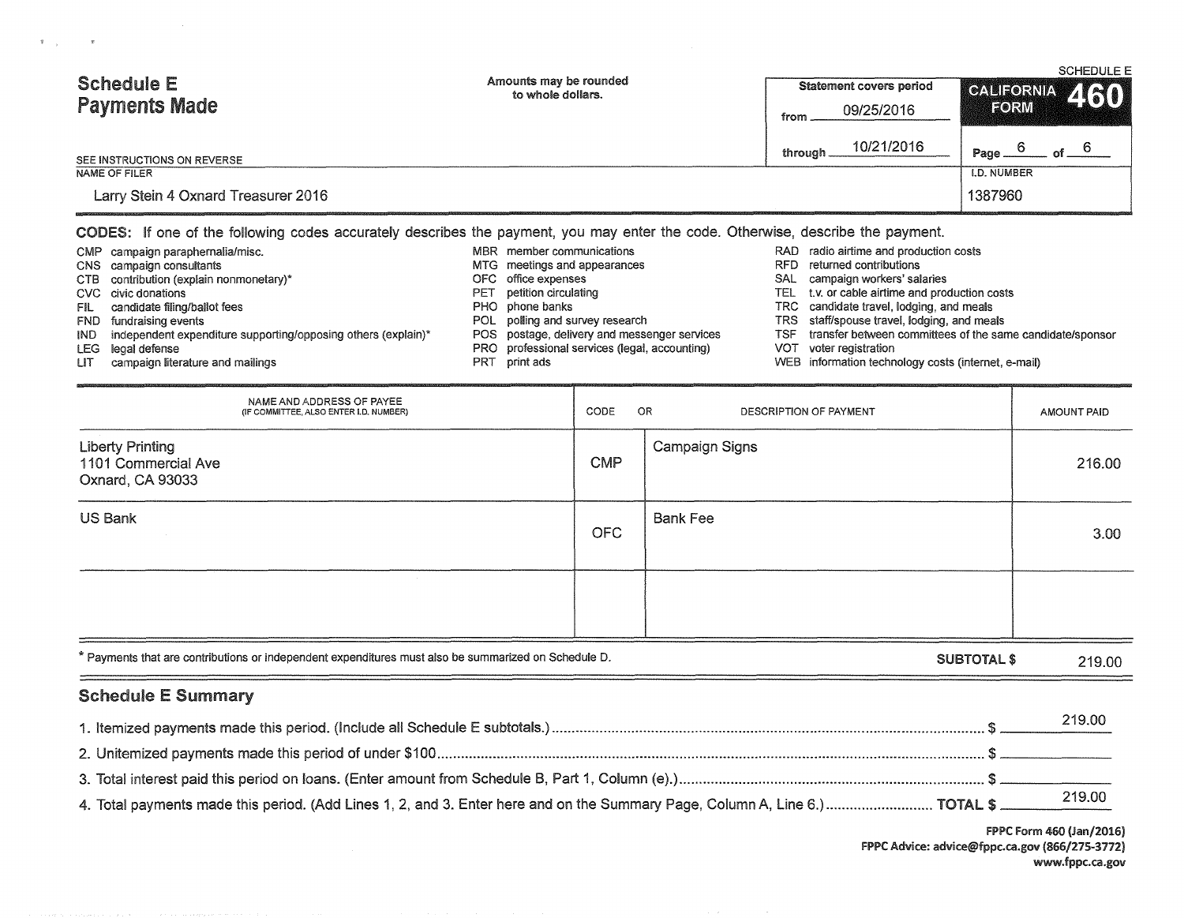SCHEDULE E

# Schedule E
## Payments Made

Amounts may be rounded to whole dollars.

SEE INSTRUCTIONS ON REVERSE

| Statement covers period | |
|---|---|
| from | 09/25/2016 |
| through | 10/21/2016 |

**CALIFORNIA FORM 460**

Page 6 of 6

NAME OF FILER: Larry Stein 4 Oxnard Treasurer 2016

I.D. NUMBER: 1387960

**CODES:** If one of the following codes accurately describes the payment, you may enter the code. Otherwise, describe the payment.

- CMP campaign paraphernalia/misc.
- CNS campaign consultants
- CTB contribution (explain nonmonetary)*
- CVC civic donations
- FIL candidate filing/ballot fees
- FND fundraising events
- IND independent expenditure supporting/opposing others (explain)*
- LEG legal defense
- LIT campaign literature and mailings
- MBR member communications
- MTG meetings and appearances
- OFC office expenses
- PET petition circulating
- PHO phone banks
- POL polling and survey research
- POS postage, delivery and messenger services
- PRO professional services (legal, accounting)
- PRT print ads
- RAD radio airtime and production costs
- RFD returned contributions
- SAL campaign workers' salaries
- TEL t.v. or cable airtime and production costs
- TRC candidate travel, lodging, and meals
- TRS staff/spouse travel, lodging, and meals
- TSF transfer between committees of the same candidate/sponsor
- VOT voter registration
- WEB information technology costs (internet, e-mail)

| NAME AND ADDRESS OF PAYEE (IF COMMITTEE, ALSO ENTER I.D. NUMBER) | CODE | OR DESCRIPTION OF PAYMENT | AMOUNT PAID |
|---|---|---|---|
| Liberty Printing<br>1101 Commercial Ave<br>Oxnard, CA 93033 | CMP | Campaign Signs | 216.00 |
| US Bank | OFC | Bank Fee | 3.00 |
| | | | |

\* Payments that are contributions or independent expenditures must also be summarized on Schedule D.

**SUBTOTAL $** 219.00

## Schedule E Summary

1. Itemized payments made this period. (Include all Schedule E subtotals.) $ 219.00
2. Unitemized payments made this period of under $100 $
3. Total interest paid this period on loans. (Enter amount from Schedule B, Part 1, Column (e).) $
4. Total payments made this period. (Add Lines 1, 2, and 3. Enter here and on the Summary Page, Column A, Line 6.) **TOTAL $** 219.00

FPPC Form 460 (Jan/2016)
FPPC Advice: advice@fppc.ca.gov (866/275-3772)
www.fppc.ca.gov